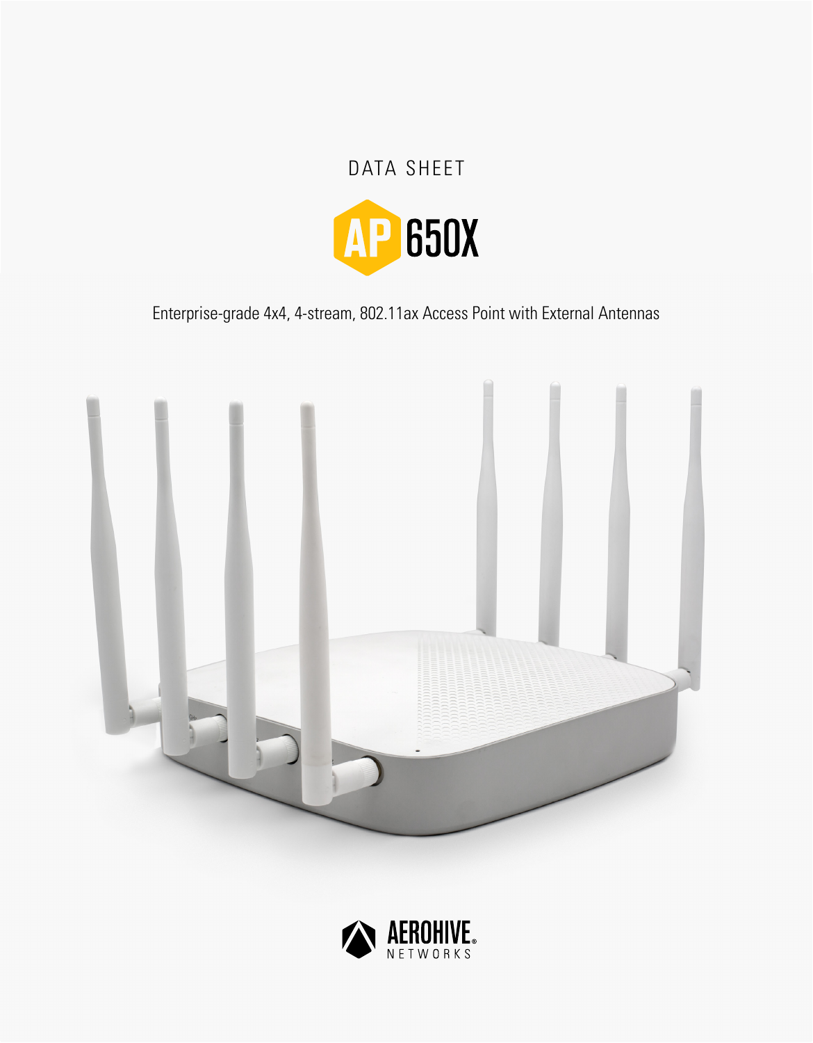DATA SHEET

# AP 650X

Enterprise-grade 4x4, 4-stream, 802.11ax Access Point with External Antennas

AEROHIVE NETWORKS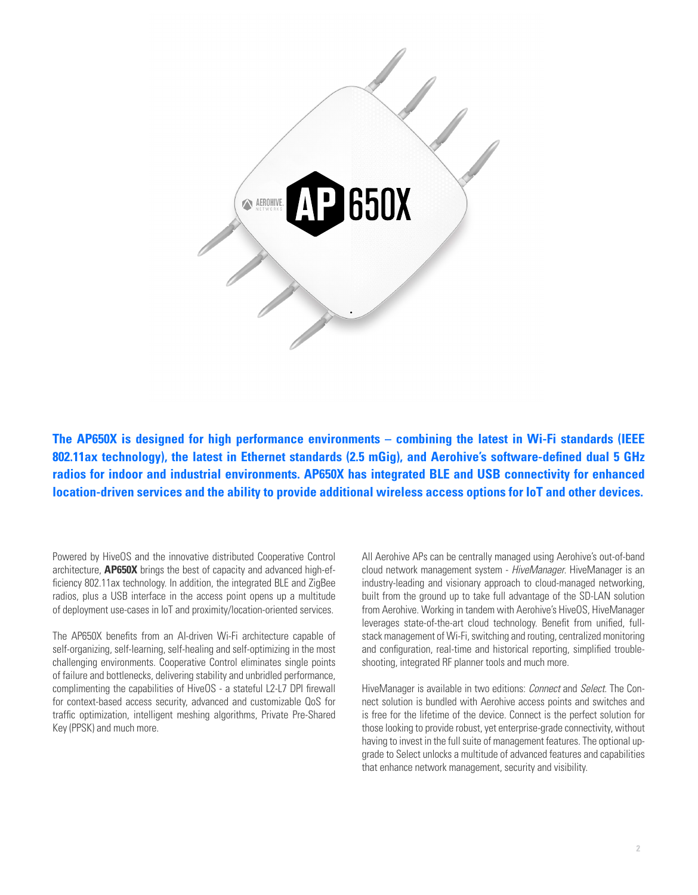**The AP650X is designed for high performance environments – combining the latest in Wi-Fi standards (IEEE 802.11ax technology), the latest in Ethernet standards (2.5 mGig), and Aerohive's software-defined dual 5 GHz radios for indoor and industrial environments. AP650X has integrated BLE and USB connectivity for enhanced location-driven services and the ability to provide additional wireless access options for IoT and other devices.**

Powered by HiveOS and the innovative distributed Cooperative Control architecture, **AP650X** brings the best of capacity and advanced high-efficiency 802.11ax technology. In addition, the integrated BLE and ZigBee radios, plus a USB interface in the access point opens up a multitude of deployment use-cases in IoT and proximity/location-oriented services.

The AP650X benefits from an AI-driven Wi-Fi architecture capable of self-organizing, self-learning, self-healing and self-optimizing in the most challenging environments. Cooperative Control eliminates single points of failure and bottlenecks, delivering stability and unbridled performance, complimenting the capabilities of HiveOS - a stateful L2-L7 DPI firewall for context-based access security, advanced and customizable QoS for traffic optimization, intelligent meshing algorithms, Private Pre-Shared Key (PPSK) and much more.

All Aerohive APs can be centrally managed using Aerohive's out-of-band cloud network management system - *HiveManager*. HiveManager is an industry-leading and visionary approach to cloud-managed networking, built from the ground up to take full advantage of the SD-LAN solution from Aerohive. Working in tandem with Aerohive's HiveOS, HiveManager leverages state-of-the-art cloud technology. Benefit from unified, full-stack management of Wi-Fi, switching and routing, centralized monitoring and configuration, real-time and historical reporting, simplified troubleshooting, integrated RF planner tools and much more.

HiveManager is available in two editions: *Connect* and *Select*. The Connect solution is bundled with Aerohive access points and switches and is free for the lifetime of the device. Connect is the perfect solution for those looking to provide robust, yet enterprise-grade connectivity, without having to invest in the full suite of management features. The optional upgrade to Select unlocks a multitude of advanced features and capabilities that enhance network management, security and visibility.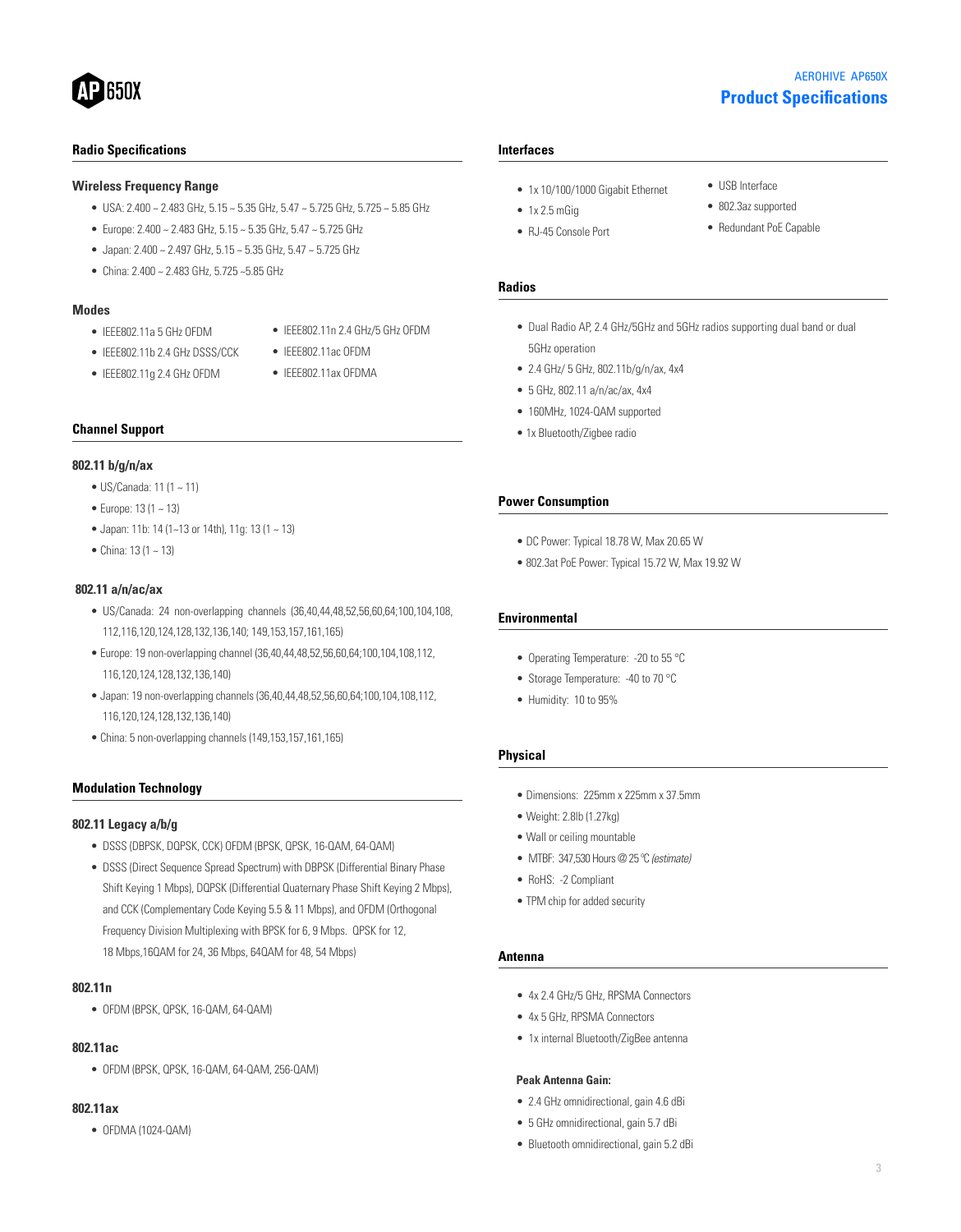# Product Specifications

## Radio Specifications

### Wireless Frequency Range

- USA: 2.400 ~ 2.483 GHz, 5.15 ~ 5.35 GHz, 5.47 ~ 5.725 GHz, 5.725 ~ 5.85 GHz
- Europe: 2.400 ~ 2.483 GHz, 5.15 ~ 5.35 GHz, 5.47 ~ 5.725 GHz
- Japan: 2.400 ~ 2.497 GHz, 5.15 ~ 5.35 GHz, 5.47 ~ 5.725 GHz
- China: 2.400 ~ 2.483 GHz, 5.725 ~5.85 GHz

### Modes

- IEEE802.11a 5 GHz OFDM
- IEEE802.11b 2.4 GHz DSSS/CCK
- IEEE802.11g 2.4 GHz OFDM
- IEEE802.11n 2.4 GHz/5 GHz OFDM
- IEEE802.11ac OFDM
- IEEE802.11ax OFDMA

## Channel Support

### 802.11 b/g/n/ax

- US/Canada: 11 (1 ~ 11)
- Europe: 13 (1 ~ 13)
- Japan: 11b: 14 (1~13 or 14th), 11g: 13 (1 ~ 13)
- China: 13 (1 ~ 13)

### 802.11 a/n/ac/ax

- US/Canada: 24 non-overlapping channels (36,40,44,48,52,56,60,64;100,104,108,112,116,120,124,128,132,136,140; 149,153,157,161,165)
- Europe: 19 non-overlapping channel (36,40,44,48,52,56,60,64;100,104,108,112,116,120,124,128,132,136,140)
- Japan: 19 non-overlapping channels (36,40,44,48,52,56,60,64;100,104,108,112,116,120,124,128,132,136,140)
- China: 5 non-overlapping channels (149,153,157,161,165)

## Modulation Technology

### 802.11 Legacy a/b/g

- DSSS (DBPSK, DQPSK, CCK) OFDM (BPSK, QPSK, 16-QAM, 64-QAM)
- DSSS (Direct Sequence Spread Spectrum) with DBPSK (Differential Binary Phase Shift Keying 1 Mbps), DQPSK (Differential Quaternary Phase Shift Keying 2 Mbps), and CCK (Complementary Code Keying 5.5 & 11 Mbps), and OFDM (Orthogonal Frequency Division Multiplexing with BPSK for 6, 9 Mbps. QPSK for 12, 18 Mbps,16QAM for 24, 36 Mbps, 64QAM for 48, 54 Mbps)

### 802.11n

- OFDM (BPSK, QPSK, 16-QAM, 64-QAM)

### 802.11ac

- OFDM (BPSK, QPSK, 16-QAM, 64-QAM, 256-QAM)

### 802.11ax

- OFDMA (1024-QAM)

## Interfaces

- 1x 10/100/1000 Gigabit Ethernet
- 1x 2.5 mGig
- RJ-45 Console Port
- USB Interface
- 802.3az supported
- Redundant PoE Capable

## Radios

- Dual Radio AP, 2.4 GHz/5GHz and 5GHz radios supporting dual band or dual 5GHz operation
- 2.4 GHz/ 5 GHz, 802.11b/g/n/ax, 4x4
- 5 GHz, 802.11 a/n/ac/ax, 4x4
- 160MHz, 1024-QAM supported
- 1x Bluetooth/Zigbee radio

## Power Consumption

- DC Power: Typical 18.78 W, Max 20.65 W
- 802.3at PoE Power: Typical 15.72 W, Max 19.92 W

## Environmental

- Operating Temperature: -20 to 55 °C
- Storage Temperature: -40 to 70 °C
- Humidity: 10 to 95%

## Physical

- Dimensions: 225mm x 225mm x 37.5mm
- Weight: 2.8lb (1.27kg)
- Wall or ceiling mountable
- MTBF: 347,530 Hours @ 25 ℃ *(estimate)*
- RoHS: -2 Compliant
- TPM chip for added security

## Antenna

- 4x 2.4 GHz/5 GHz, RPSMA Connectors
- 4x 5 GHz, RPSMA Connectors
- 1x internal Bluetooth/ZigBee antenna

### Peak Antenna Gain:

- 2.4 GHz omnidirectional, gain 4.6 dBi
- 5 GHz omnidirectional, gain 5.7 dBi
- Bluetooth omnidirectional, gain 5.2 dBi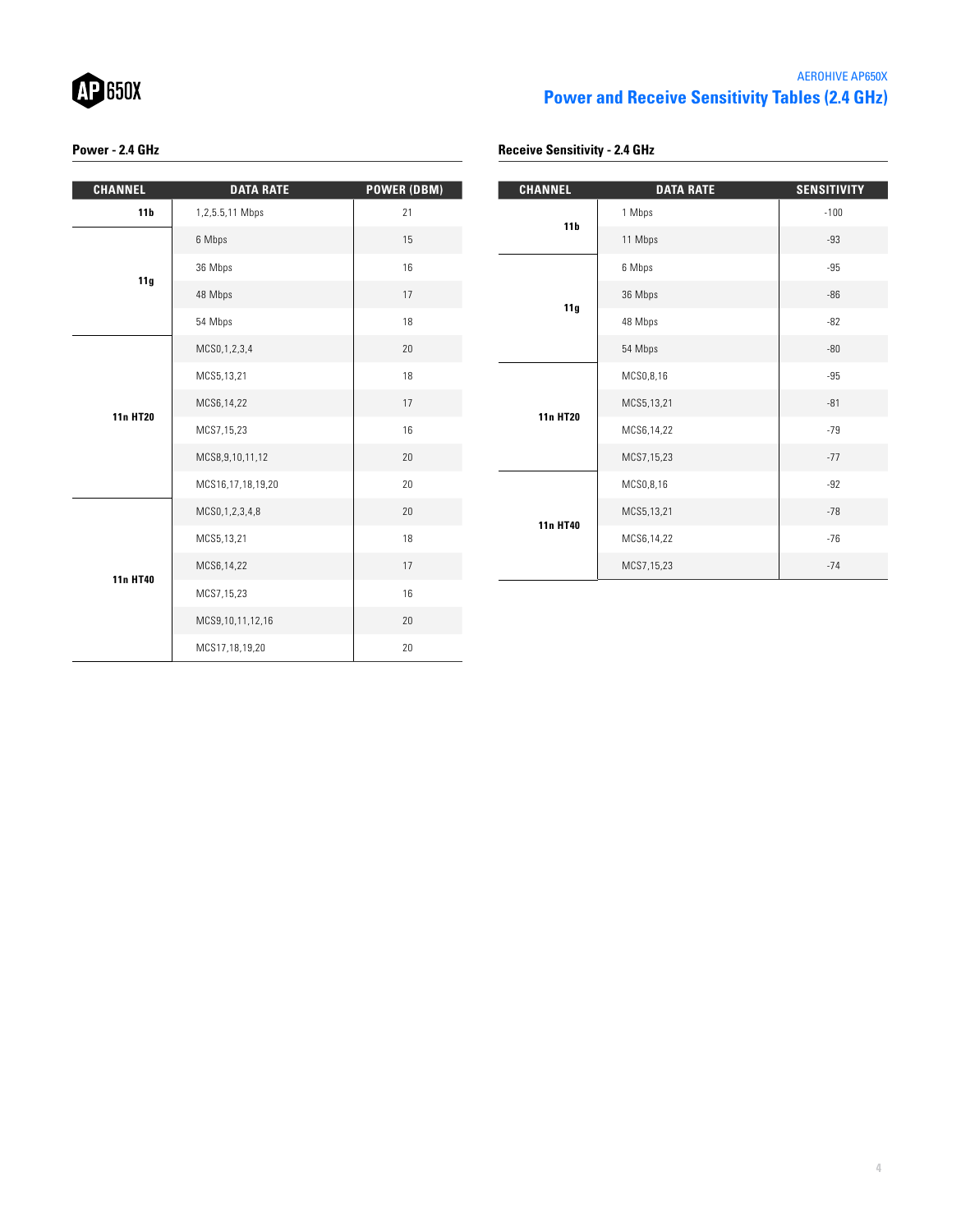# Power and Receive Sensitivity Tables (2.4 GHz)

### Power - 2.4 GHz

| CHANNEL | DATA RATE | POWER (DBM) |
|---|---|---|
| 11b | 1,2,5.5,11 Mbps | 21 |
| 11g | 6 Mbps | 15 |
| | 36 Mbps | 16 |
| | 48 Mbps | 17 |
| | 54 Mbps | 18 |
| 11n HT20 | MCS0,1,2,3,4 | 20 |
| | MCS5,13,21 | 18 |
| | MCS6,14,22 | 17 |
| | MCS7,15,23 | 16 |
| | MCS8,9,10,11,12 | 20 |
| | MCS16,17,18,19,20 | 20 |
| 11n HT40 | MCS0,1,2,3,4,8 | 20 |
| | MCS5,13,21 | 18 |
| | MCS6,14,22 | 17 |
| | MCS7,15,23 | 16 |
| | MCS9,10,11,12,16 | 20 |
| | MCS17,18,19,20 | 20 |

### Receive Sensitivity - 2.4 GHz

| CHANNEL | DATA RATE | SENSITIVITY |
|---|---|---|
| 11b | 1 Mbps | -100 |
| | 11 Mbps | -93 |
| 11g | 6 Mbps | -95 |
| | 36 Mbps | -86 |
| | 48 Mbps | -82 |
| | 54 Mbps | -80 |
| 11n HT20 | MCS0,8,16 | -95 |
| | MCS5,13,21 | -81 |
| | MCS6,14,22 | -79 |
| | MCS7,15,23 | -77 |
| 11n HT40 | MCS0,8,16 | -92 |
| | MCS5,13,21 | -78 |
| | MCS6,14,22 | -76 |
| | MCS7,15,23 | -74 |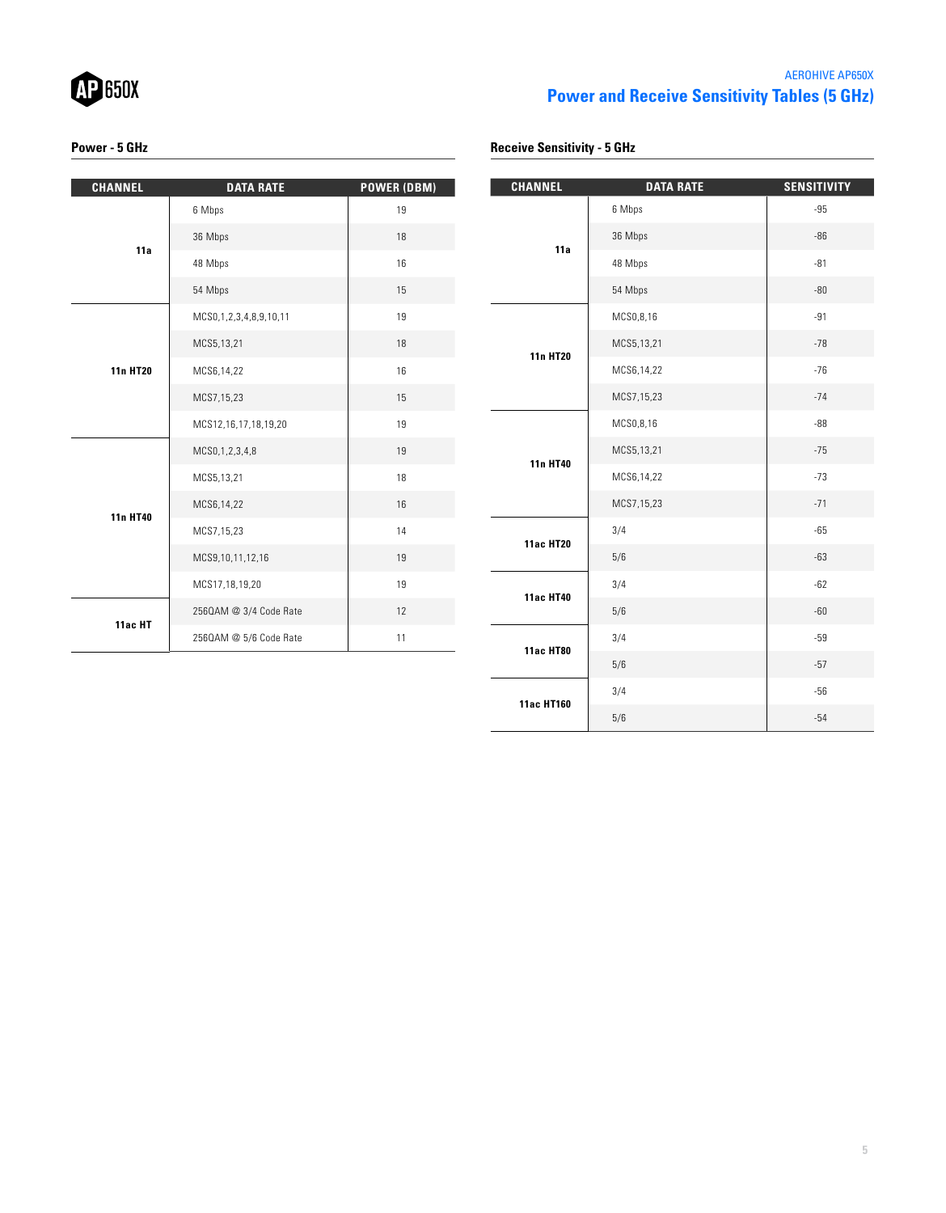## Power and Receive Sensitivity Tables (5 GHz)

### Power - 5 GHz

| CHANNEL | DATA RATE | POWER (DBM) |
|---|---|---|
| 11a | 6 Mbps | 19 |
| | 36 Mbps | 18 |
| | 48 Mbps | 16 |
| | 54 Mbps | 15 |
| 11n HT20 | MCS0,1,2,3,4,8,9,10,11 | 19 |
| | MCS5,13,21 | 18 |
| | MCS6,14,22 | 16 |
| | MCS7,15,23 | 15 |
| | MCS12,16,17,18,19,20 | 19 |
| 11n HT40 | MCS0,1,2,3,4,8 | 19 |
| | MCS5,13,21 | 18 |
| | MCS6,14,22 | 16 |
| | MCS7,15,23 | 14 |
| | MCS9,10,11,12,16 | 19 |
| | MCS17,18,19,20 | 19 |
| 11ac HT | 256QAM @ 3/4 Code Rate | 12 |
| | 256QAM @ 5/6 Code Rate | 11 |

### Receive Sensitivity - 5 GHz

| CHANNEL | DATA RATE | SENSITIVITY |
|---|---|---|
| 11a | 6 Mbps | -95 |
| | 36 Mbps | -86 |
| | 48 Mbps | -81 |
| | 54 Mbps | -80 |
| 11n HT20 | MCS0,8,16 | -91 |
| | MCS5,13,21 | -78 |
| | MCS6,14,22 | -76 |
| | MCS7,15,23 | -74 |
| 11n HT40 | MCS0,8,16 | -88 |
| | MCS5,13,21 | -75 |
| | MCS6,14,22 | -73 |
| | MCS7,15,23 | -71 |
| 11ac HT20 | 3/4 | -65 |
| | 5/6 | -63 |
| 11ac HT40 | 3/4 | -62 |
| | 5/6 | -60 |
| 11ac HT80 | 3/4 | -59 |
| | 5/6 | -57 |
| 11ac HT160 | 3/4 | -56 |
| | 5/6 | -54 |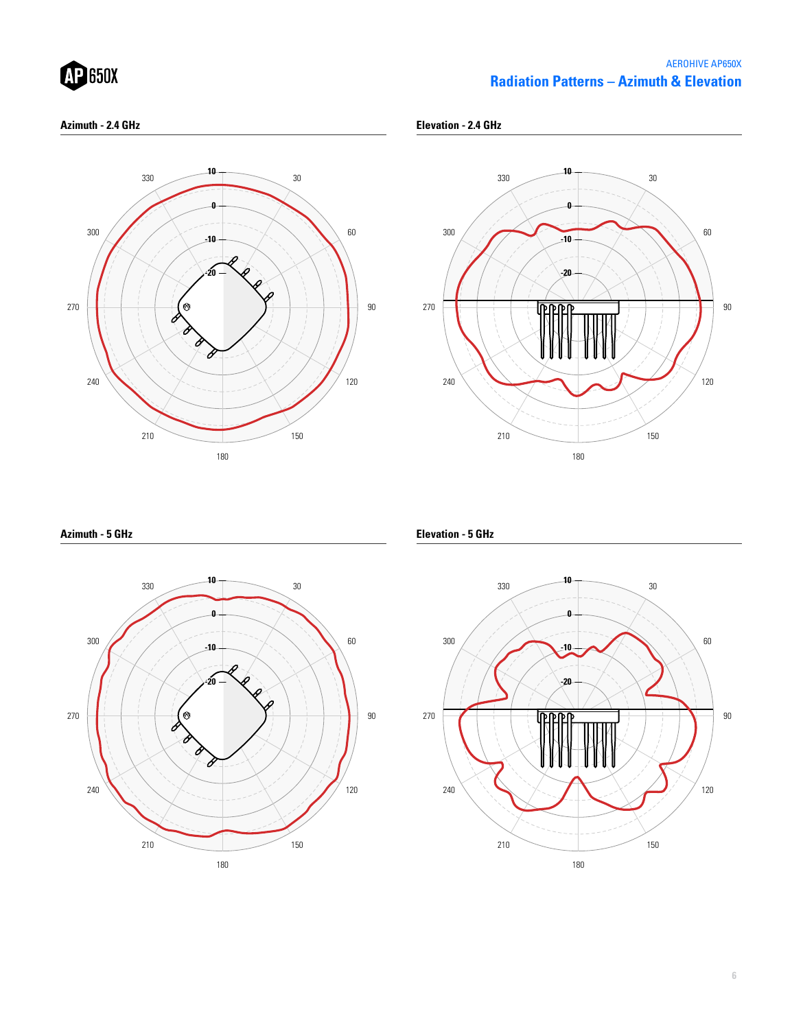# Radiation Patterns – Azimuth & Elevation

### Azimuth - 2.4 GHz

### Elevation - 2.4 GHz

### Azimuth - 5 GHz

### Elevation - 5 GHz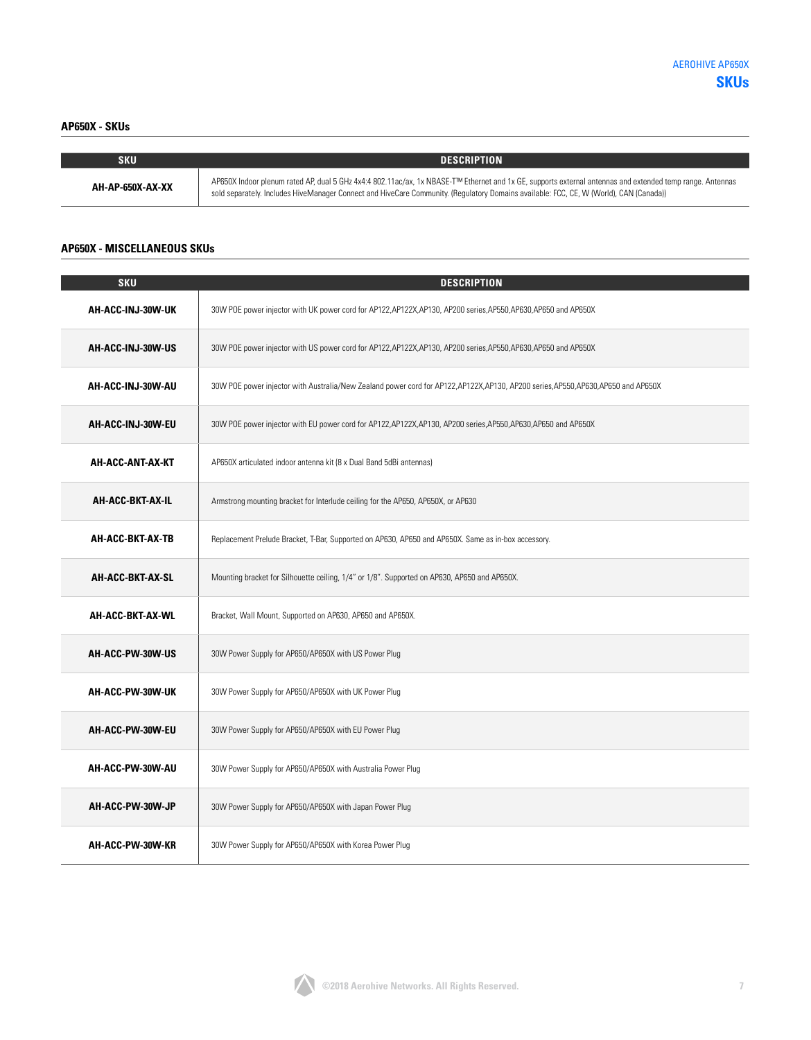## AP650X - SKUs

| SKU | DESCRIPTION |
| --- | --- |
| AH-AP-650X-AX-XX | AP650X Indoor plenum rated AP, dual 5 GHz 4x4:4 802.11ac/ax, 1x NBASE-T™ Ethernet and 1x GE, supports external antennas and extended temp range. Antennas sold separately. Includes HiveManager Connect and HiveCare Community. (Regulatory Domains available: FCC, CE, W (World), CAN (Canada)) |

## AP650X - MISCELLANEOUS SKUs

| SKU | DESCRIPTION |
| --- | --- |
| AH-ACC-INJ-30W-UK | 30W POE power injector with UK power cord for AP122,AP122X,AP130, AP200 series,AP550,AP630,AP650 and AP650X |
| AH-ACC-INJ-30W-US | 30W POE power injector with US power cord for AP122,AP122X,AP130, AP200 series,AP550,AP630,AP650 and AP650X |
| AH-ACC-INJ-30W-AU | 30W POE power injector with Australia/New Zealand power cord for AP122,AP122X,AP130, AP200 series,AP550,AP630,AP650 and AP650X |
| AH-ACC-INJ-30W-EU | 30W POE power injector with EU power cord for AP122,AP122X,AP130, AP200 series,AP550,AP630,AP650 and AP650X |
| AH-ACC-ANT-AX-KT | AP650X articulated indoor antenna kit (8 x Dual Band 5dBi antennas) |
| AH-ACC-BKT-AX-IL | Armstrong mounting bracket for Interlude ceiling for the AP650, AP650X, or AP630 |
| AH-ACC-BKT-AX-TB | Replacement Prelude Bracket, T-Bar, Supported on AP630, AP650 and AP650X. Same as in-box accessory. |
| AH-ACC-BKT-AX-SL | Mounting bracket for Silhouette ceiling, 1/4" or 1/8". Supported on AP630, AP650 and AP650X. |
| AH-ACC-BKT-AX-WL | Bracket, Wall Mount, Supported on AP630, AP650 and AP650X. |
| AH-ACC-PW-30W-US | 30W Power Supply for AP650/AP650X with US Power Plug |
| AH-ACC-PW-30W-UK | 30W Power Supply for AP650/AP650X with UK Power Plug |
| AH-ACC-PW-30W-EU | 30W Power Supply for AP650/AP650X with EU Power Plug |
| AH-ACC-PW-30W-AU | 30W Power Supply for AP650/AP650X with Australia Power Plug |
| AH-ACC-PW-30W-JP | 30W Power Supply for AP650/AP650X with Japan Power Plug |
| AH-ACC-PW-30W-KR | 30W Power Supply for AP650/AP650X with Korea Power Plug |

©2018 Aerohive Networks. All Rights Reserved.